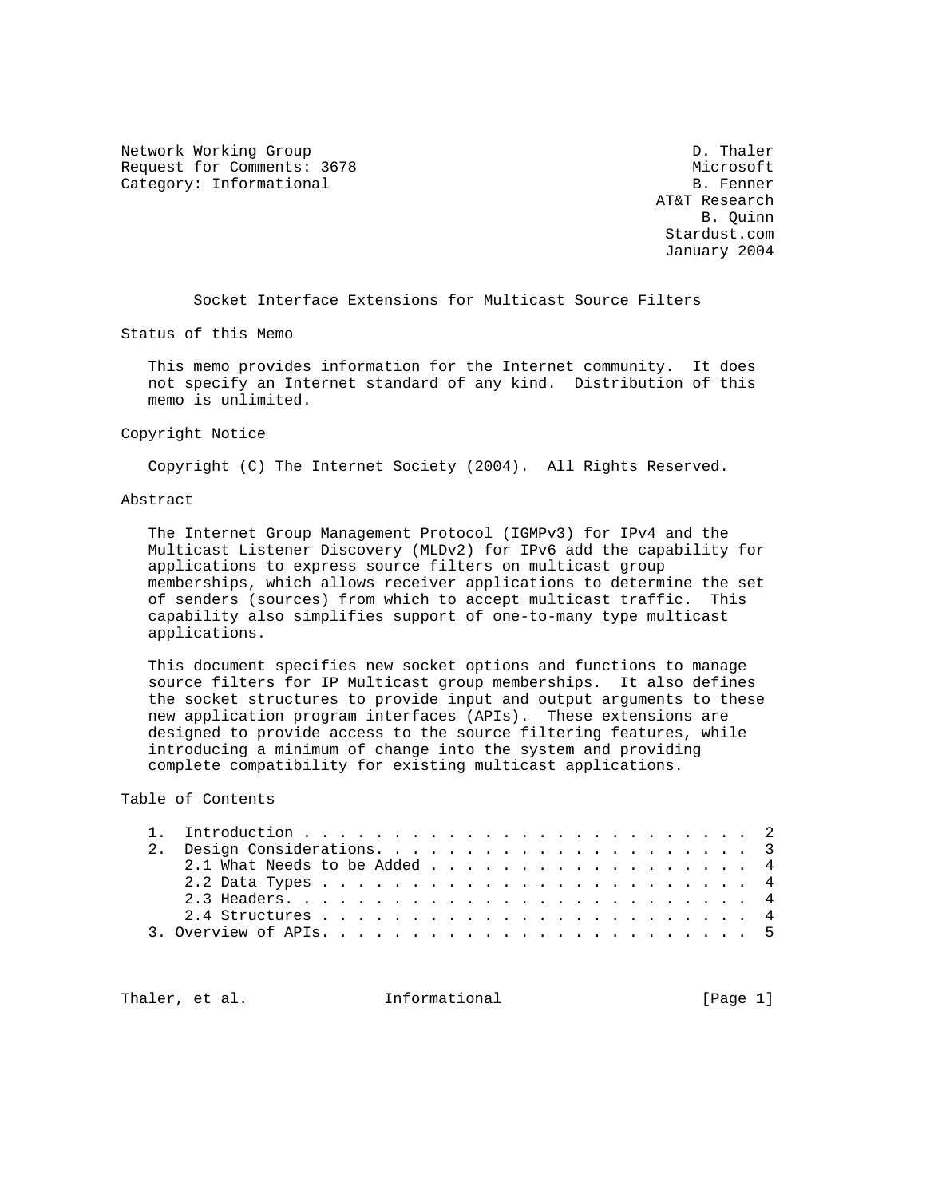Network Working Group D. Thaler
Request for Comments: 3678 Microsoft
Category: Informational B. Fenner
AT&T Research
B. Quinn
Stardust.com
January 2004

# Socket Interface Extensions for Multicast Source Filters

## Status of this Memo

This memo provides information for the Internet community. It does not specify an Internet standard of any kind. Distribution of this memo is unlimited.

## Copyright Notice

Copyright (C) The Internet Society (2004). All Rights Reserved.

## Abstract

The Internet Group Management Protocol (IGMPv3) for IPv4 and the Multicast Listener Discovery (MLDv2) for IPv6 add the capability for applications to express source filters on multicast group memberships, which allows receiver applications to determine the set of senders (sources) from which to accept multicast traffic. This capability also simplifies support of one-to-many type multicast applications.

This document specifies new socket options and functions to manage source filters for IP Multicast group memberships. It also defines the socket structures to provide input and output arguments to these new application program interfaces (APIs). These extensions are designed to provide access to the source filtering features, while introducing a minimum of change into the system and providing complete compatibility for existing multicast applications.

## Table of Contents

```
1.  Introduction . . . . . . . . . . . . . . . . . . . . . . . . . 2
2.  Design Considerations. . . . . . . . . . . . . . . . . . . . . 3
    2.1 What Needs to be Added . . . . . . . . . . . . . . . . . . 4
    2.2 Data Types . . . . . . . . . . . . . . . . . . . . . . . . 4
    2.3 Headers. . . . . . . . . . . . . . . . . . . . . . . . . . 4
    2.4 Structures . . . . . . . . . . . . . . . . . . . . . . . . 4
3. Overview of APIs. . . . . . . . . . . . . . . . . . . . . . . . 5
```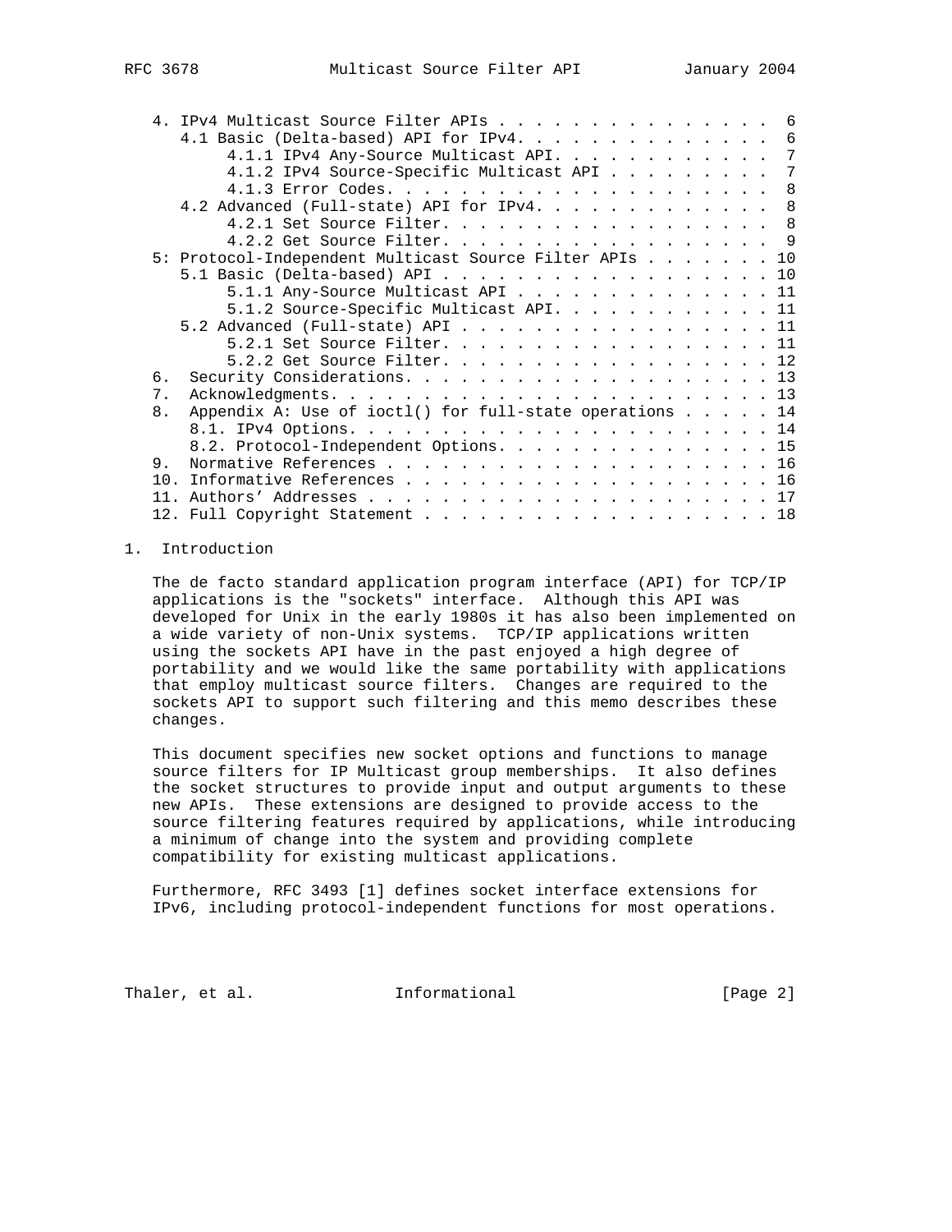```
   4. IPv4 Multicast Source Filter APIs . . . . . . . . . . . . . . .  6
      4.1 Basic (Delta-based) API for IPv4. . . . . . . . . . . . . .  6
           4.1.1 IPv4 Any-Source Multicast API. . . . . . . . . . . .  7
           4.1.2 IPv4 Source-Specific Multicast API . . . . . . . . .  7
           4.1.3 Error Codes. . . . . . . . . . . . . . . . . . . . .  8
      4.2 Advanced (Full-state) API for IPv4. . . . . . . . . . . . .  8
           4.2.1 Set Source Filter. . . . . . . . . . . . . . . . . .  8
           4.2.2 Get Source Filter. . . . . . . . . . . . . . . . . .  9
   5: Protocol-Independent Multicast Source Filter APIs . . . . . . . 10
      5.1 Basic (Delta-based) API . . . . . . . . . . . . . . . . . . 10
           5.1.1 Any-Source Multicast API . . . . . . . . . . . . . . 11
           5.1.2 Source-Specific Multicast API. . . . . . . . . . . . 11
      5.2 Advanced (Full-state) API . . . . . . . . . . . . . . . . . 11
           5.2.1 Set Source Filter. . . . . . . . . . . . . . . . . . 11
           5.2.2 Get Source Filter. . . . . . . . . . . . . . . . . . 12
   6.  Security Considerations. . . . . . . . . . . . . . . . . . . . 13
   7.  Acknowledgments. . . . . . . . . . . . . . . . . . . . . . . . 13
   8.  Appendix A: Use of ioctl() for full-state operations . . . . . 14
       8.1. IPv4 Options. . . . . . . . . . . . . . . . . . . . . . . 14
       8.2. Protocol-Independent Options. . . . . . . . . . . . . . . 15
   9.  Normative References . . . . . . . . . . . . . . . . . . . . . 16
   10. Informative References . . . . . . . . . . . . . . . . . . . . 16
   11. Authors' Addresses . . . . . . . . . . . . . . . . . . . . . . 17
   12. Full Copyright Statement . . . . . . . . . . . . . . . . . . . 18
```

## 1. Introduction

The de facto standard application program interface (API) for TCP/IP applications is the "sockets" interface. Although this API was developed for Unix in the early 1980s it has also been implemented on a wide variety of non-Unix systems. TCP/IP applications written using the sockets API have in the past enjoyed a high degree of portability and we would like the same portability with applications that employ multicast source filters. Changes are required to the sockets API to support such filtering and this memo describes these changes.

This document specifies new socket options and functions to manage source filters for IP Multicast group memberships. It also defines the socket structures to provide input and output arguments to these new APIs. These extensions are designed to provide access to the source filtering features required by applications, while introducing a minimum of change into the system and providing complete compatibility for existing multicast applications.

Furthermore, RFC 3493 [1] defines socket interface extensions for IPv6, including protocol-independent functions for most operations.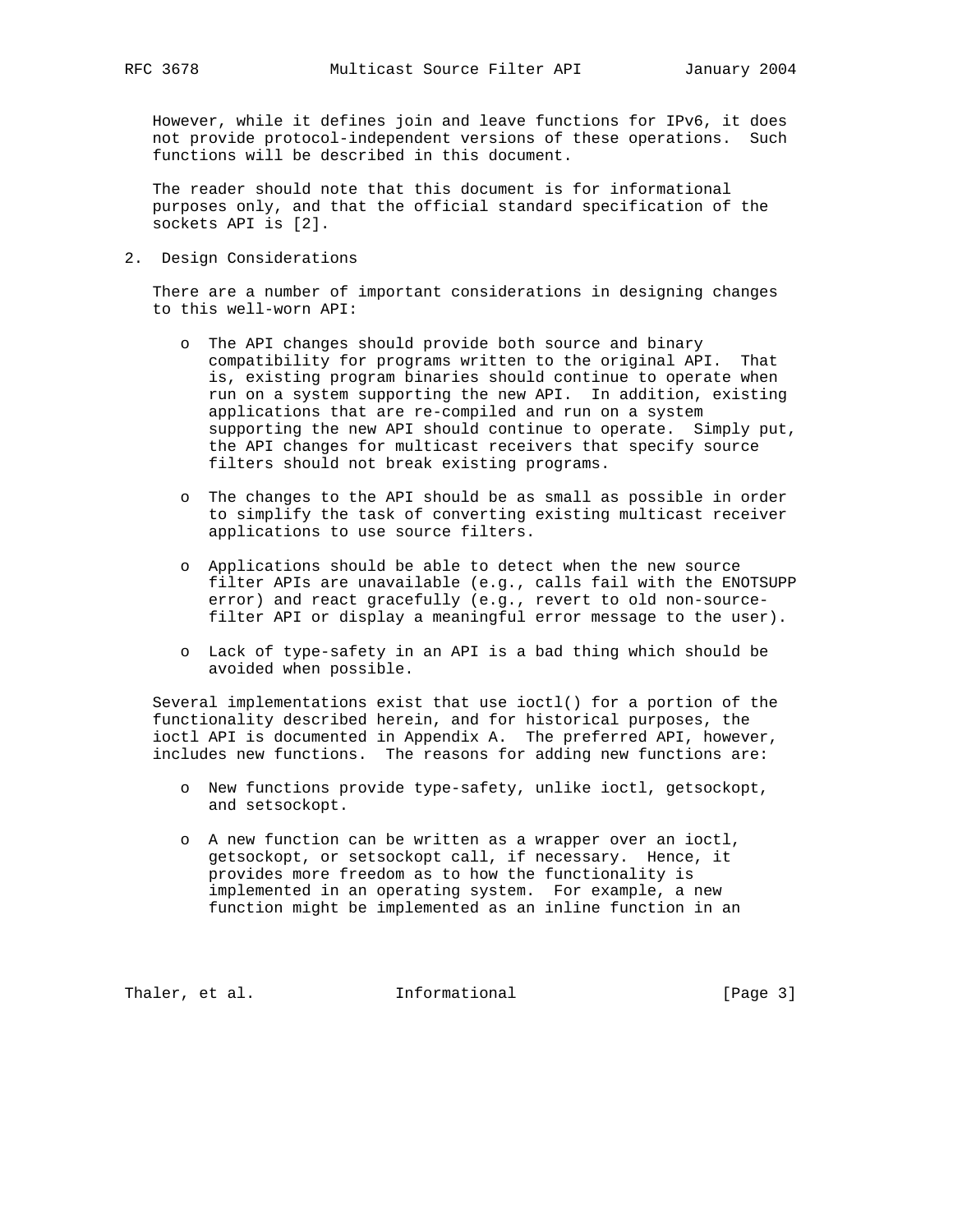However, while it defines join and leave functions for IPv6, it does not provide protocol-independent versions of these operations. Such functions will be described in this document.

The reader should note that this document is for informational purposes only, and that the official standard specification of the sockets API is [2].

## 2. Design Considerations

There are a number of important considerations in designing changes to this well-worn API:

- The API changes should provide both source and binary compatibility for programs written to the original API. That is, existing program binaries should continue to operate when run on a system supporting the new API. In addition, existing applications that are re-compiled and run on a system supporting the new API should continue to operate. Simply put, the API changes for multicast receivers that specify source filters should not break existing programs.

- The changes to the API should be as small as possible in order to simplify the task of converting existing multicast receiver applications to use source filters.

- Applications should be able to detect when the new source filter APIs are unavailable (e.g., calls fail with the ENOTSUPP error) and react gracefully (e.g., revert to old non-source-filter API or display a meaningful error message to the user).

- Lack of type-safety in an API is a bad thing which should be avoided when possible.

Several implementations exist that use ioctl() for a portion of the functionality described herein, and for historical purposes, the ioctl API is documented in Appendix A. The preferred API, however, includes new functions. The reasons for adding new functions are:

- New functions provide type-safety, unlike ioctl, getsockopt, and setsockopt.

- A new function can be written as a wrapper over an ioctl, getsockopt, or setsockopt call, if necessary. Hence, it provides more freedom as to how the functionality is implemented in an operating system. For example, a new function might be implemented as an inline function in an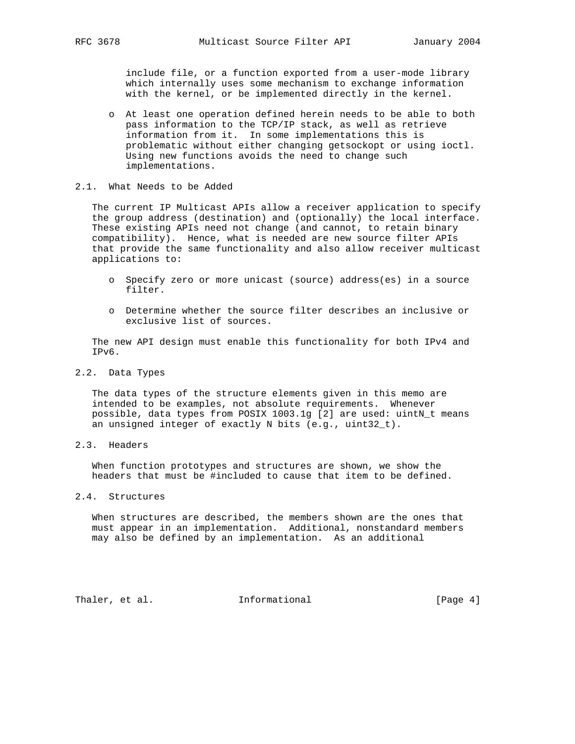include file, or a function exported from a user-mode library which internally uses some mechanism to exchange information with the kernel, or be implemented directly in the kernel.

- At least one operation defined herein needs to be able to both pass information to the TCP/IP stack, as well as retrieve information from it. In some implementations this is problematic without either changing getsockopt or using ioctl. Using new functions avoids the need to change such implementations.

## 2.1. What Needs to be Added

The current IP Multicast APIs allow a receiver application to specify the group address (destination) and (optionally) the local interface. These existing APIs need not change (and cannot, to retain binary compatibility). Hence, what is needed are new source filter APIs that provide the same functionality and also allow receiver multicast applications to:

- Specify zero or more unicast (source) address(es) in a source filter.
- Determine whether the source filter describes an inclusive or exclusive list of sources.

The new API design must enable this functionality for both IPv4 and IPv6.

## 2.2. Data Types

The data types of the structure elements given in this memo are intended to be examples, not absolute requirements. Whenever possible, data types from POSIX 1003.1g [2] are used: uintN_t means an unsigned integer of exactly N bits (e.g., uint32_t).

## 2.3. Headers

When function prototypes and structures are shown, we show the headers that must be #included to cause that item to be defined.

## 2.4. Structures

When structures are described, the members shown are the ones that must appear in an implementation. Additional, nonstandard members may also be defined by an implementation. As an additional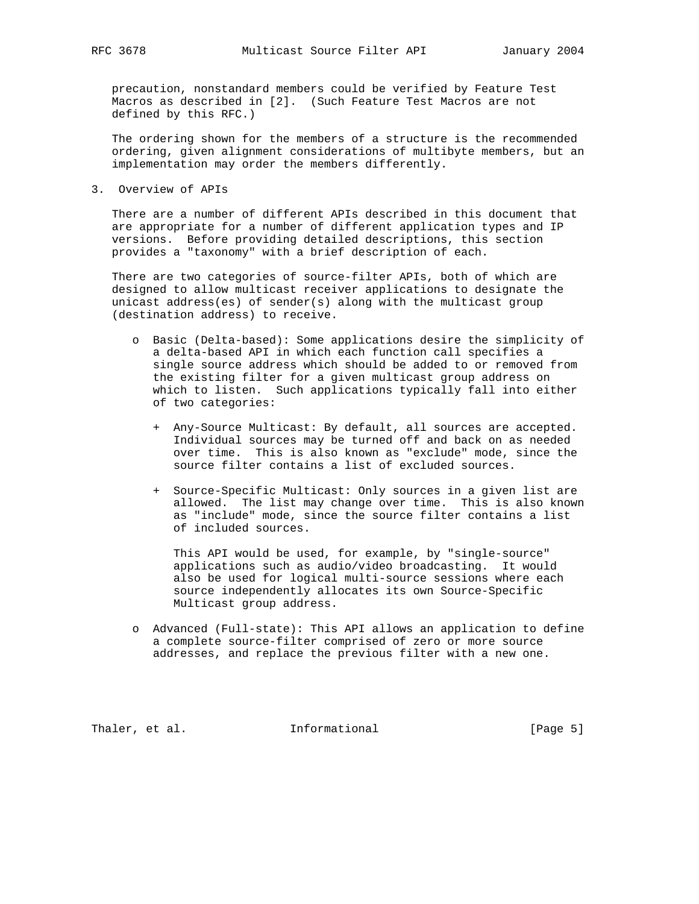precaution, nonstandard members could be verified by Feature Test Macros as described in [2]. (Such Feature Test Macros are not defined by this RFC.)

The ordering shown for the members of a structure is the recommended ordering, given alignment considerations of multibyte members, but an implementation may order the members differently.

## 3. Overview of APIs

There are a number of different APIs described in this document that are appropriate for a number of different application types and IP versions. Before providing detailed descriptions, this section provides a "taxonomy" with a brief description of each.

There are two categories of source-filter APIs, both of which are designed to allow multicast receiver applications to designate the unicast address(es) of sender(s) along with the multicast group (destination address) to receive.

- Basic (Delta-based): Some applications desire the simplicity of a delta-based API in which each function call specifies a single source address which should be added to or removed from the existing filter for a given multicast group address on which to listen. Such applications typically fall into either of two categories:

  + Any-Source Multicast: By default, all sources are accepted. Individual sources may be turned off and back on as needed over time. This is also known as "exclude" mode, since the source filter contains a list of excluded sources.

  + Source-Specific Multicast: Only sources in a given list are allowed. The list may change over time. This is also known as "include" mode, since the source filter contains a list of included sources.

    This API would be used, for example, by "single-source" applications such as audio/video broadcasting. It would also be used for logical multi-source sessions where each source independently allocates its own Source-Specific Multicast group address.

- Advanced (Full-state): This API allows an application to define a complete source-filter comprised of zero or more source addresses, and replace the previous filter with a new one.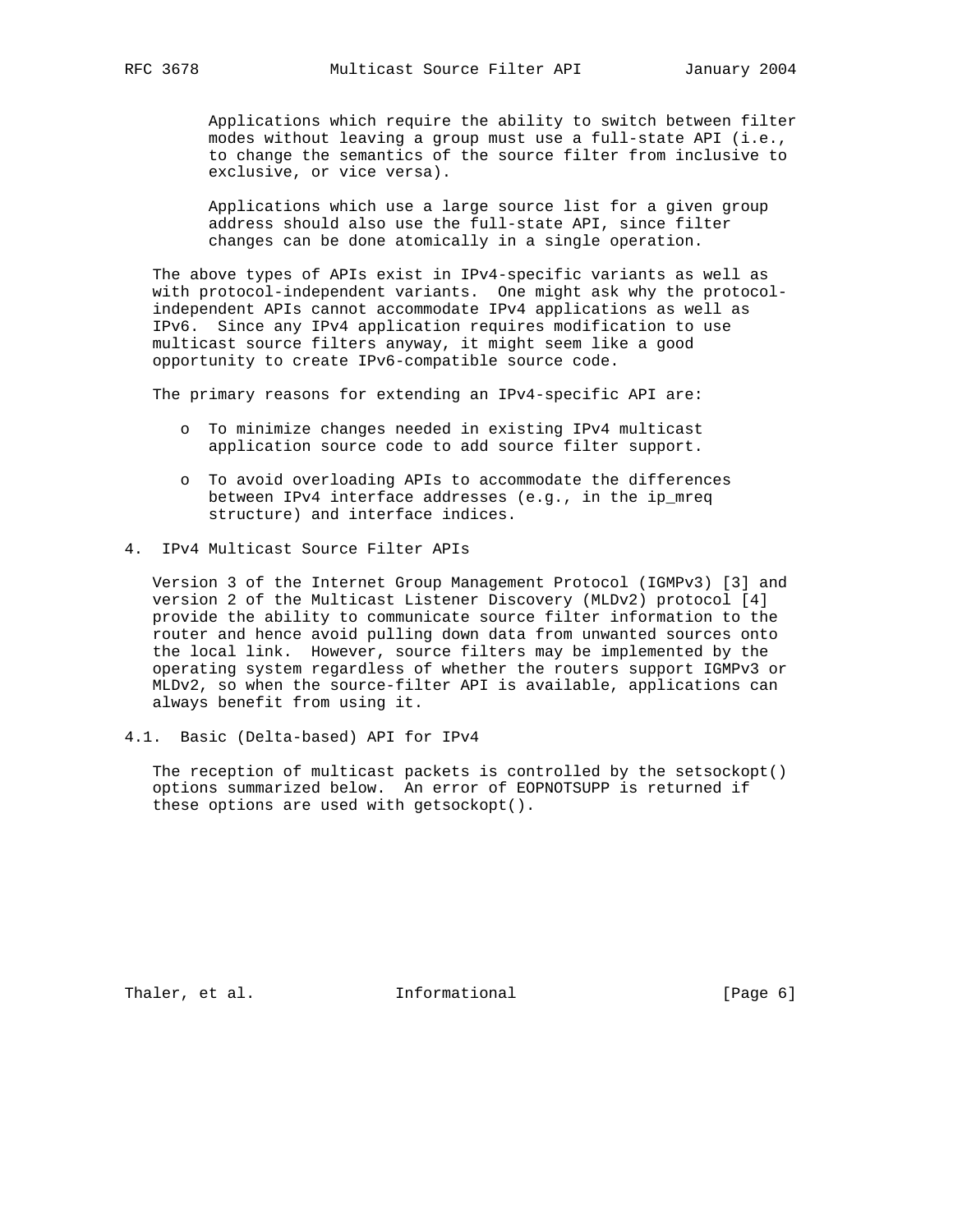Applications which require the ability to switch between filter modes without leaving a group must use a full-state API (i.e., to change the semantics of the source filter from inclusive to exclusive, or vice versa).

Applications which use a large source list for a given group address should also use the full-state API, since filter changes can be done atomically in a single operation.

The above types of APIs exist in IPv4-specific variants as well as with protocol-independent variants. One might ask why the protocol-independent APIs cannot accommodate IPv4 applications as well as IPv6. Since any IPv4 application requires modification to use multicast source filters anyway, it might seem like a good opportunity to create IPv6-compatible source code.

The primary reasons for extending an IPv4-specific API are:

- To minimize changes needed in existing IPv4 multicast application source code to add source filter support.

- To avoid overloading APIs to accommodate the differences between IPv4 interface addresses (e.g., in the ip_mreq structure) and interface indices.

## 4. IPv4 Multicast Source Filter APIs

Version 3 of the Internet Group Management Protocol (IGMPv3) [3] and version 2 of the Multicast Listener Discovery (MLDv2) protocol [4] provide the ability to communicate source filter information to the router and hence avoid pulling down data from unwanted sources onto the local link. However, source filters may be implemented by the operating system regardless of whether the routers support IGMPv3 or MLDv2, so when the source-filter API is available, applications can always benefit from using it.

### 4.1. Basic (Delta-based) API for IPv4

The reception of multicast packets is controlled by the setsockopt() options summarized below. An error of EOPNOTSUPP is returned if these options are used with getsockopt().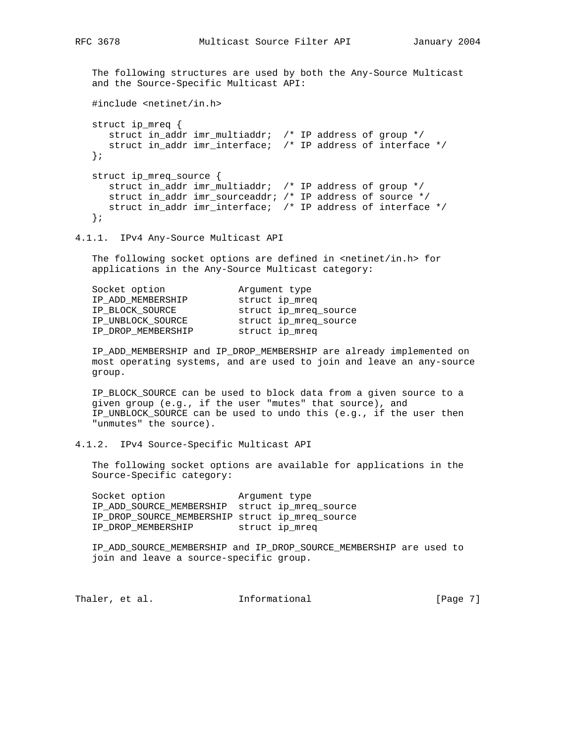The following structures are used by both the Any-Source Multicast and the Source-Specific Multicast API:

```
#include <netinet/in.h>

struct ip_mreq {
   struct in_addr imr_multiaddr;  /* IP address of group */
   struct in_addr imr_interface;  /* IP address of interface */
};

struct ip_mreq_source {
   struct in_addr imr_multiaddr;  /* IP address of group */
   struct in_addr imr_sourceaddr; /* IP address of source */
   struct in_addr imr_interface;  /* IP address of interface */
};
```

### 4.1.1. IPv4 Any-Source Multicast API

The following socket options are defined in <netinet/in.h> for applications in the Any-Source Multicast category:

```
Socket option             Argument type
IP_ADD_MEMBERSHIP         struct ip_mreq
IP_BLOCK_SOURCE           struct ip_mreq_source
IP_UNBLOCK_SOURCE         struct ip_mreq_source
IP_DROP_MEMBERSHIP        struct ip_mreq
```

IP_ADD_MEMBERSHIP and IP_DROP_MEMBERSHIP are already implemented on most operating systems, and are used to join and leave an any-source group.

IP_BLOCK_SOURCE can be used to block data from a given source to a given group (e.g., if the user "mutes" that source), and IP_UNBLOCK_SOURCE can be used to undo this (e.g., if the user then "unmutes" the source).

### 4.1.2. IPv4 Source-Specific Multicast API

The following socket options are available for applications in the Source-Specific category:

```
Socket option             Argument type
IP_ADD_SOURCE_MEMBERSHIP  struct ip_mreq_source
IP_DROP_SOURCE_MEMBERSHIP struct ip_mreq_source
IP_DROP_MEMBERSHIP        struct ip_mreq
```

IP_ADD_SOURCE_MEMBERSHIP and IP_DROP_SOURCE_MEMBERSHIP are used to join and leave a source-specific group.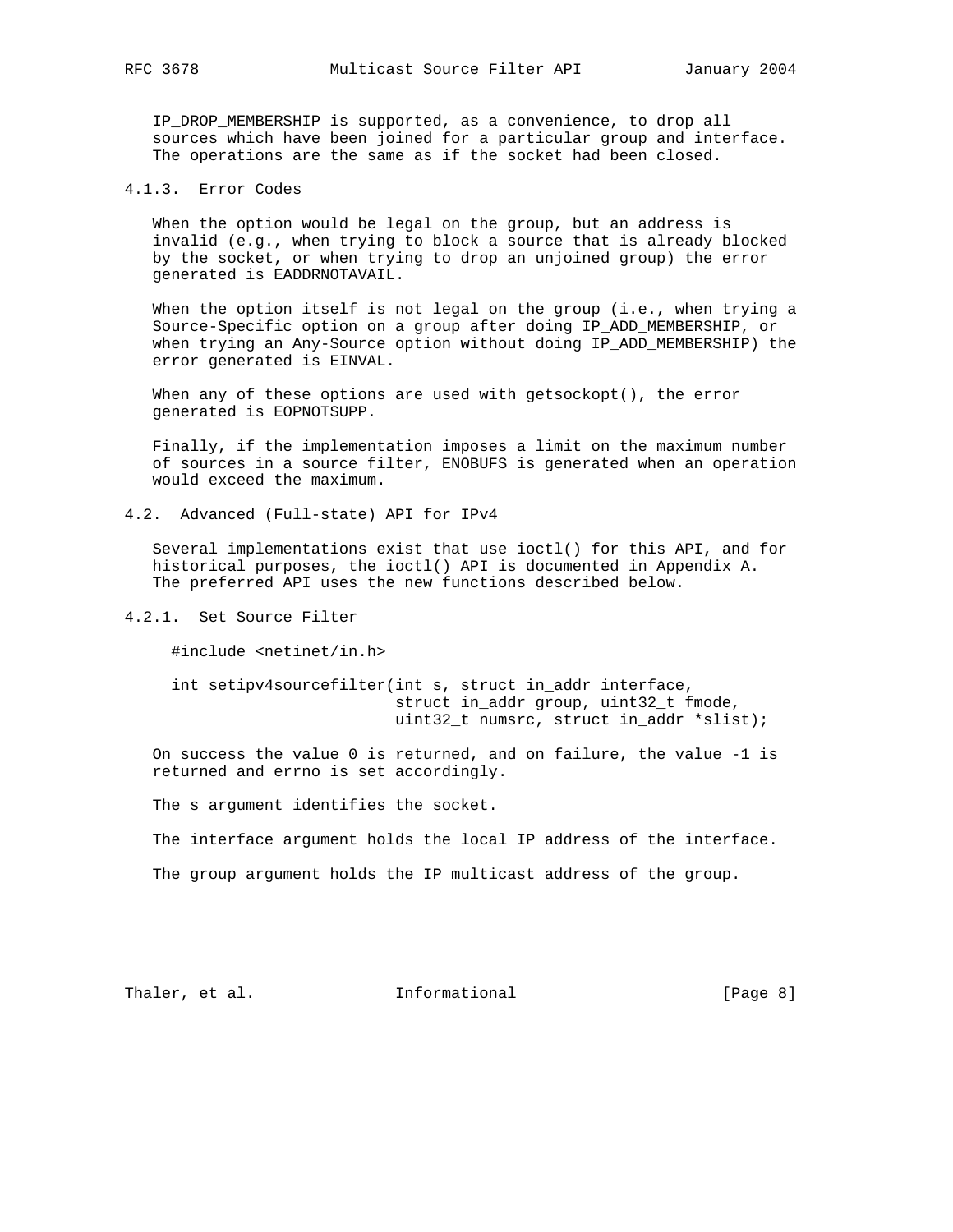IP_DROP_MEMBERSHIP is supported, as a convenience, to drop all sources which have been joined for a particular group and interface. The operations are the same as if the socket had been closed.

#### 4.1.3. Error Codes

When the option would be legal on the group, but an address is invalid (e.g., when trying to block a source that is already blocked by the socket, or when trying to drop an unjoined group) the error generated is EADDRNOTAVAIL.

When the option itself is not legal on the group (i.e., when trying a Source-Specific option on a group after doing IP_ADD_MEMBERSHIP, or when trying an Any-Source option without doing IP_ADD_MEMBERSHIP) the error generated is EINVAL.

When any of these options are used with getsockopt(), the error generated is EOPNOTSUPP.

Finally, if the implementation imposes a limit on the maximum number of sources in a source filter, ENOBUFS is generated when an operation would exceed the maximum.

### 4.2. Advanced (Full-state) API for IPv4

Several implementations exist that use ioctl() for this API, and for historical purposes, the ioctl() API is documented in Appendix A. The preferred API uses the new functions described below.

#### 4.2.1. Set Source Filter

```
#include <netinet/in.h>

int setipv4sourcefilter(int s, struct in_addr interface,
                        struct in_addr group, uint32_t fmode,
                        uint32_t numsrc, struct in_addr *slist);
```

On success the value 0 is returned, and on failure, the value -1 is returned and errno is set accordingly.

The s argument identifies the socket.

The interface argument holds the local IP address of the interface.

The group argument holds the IP multicast address of the group.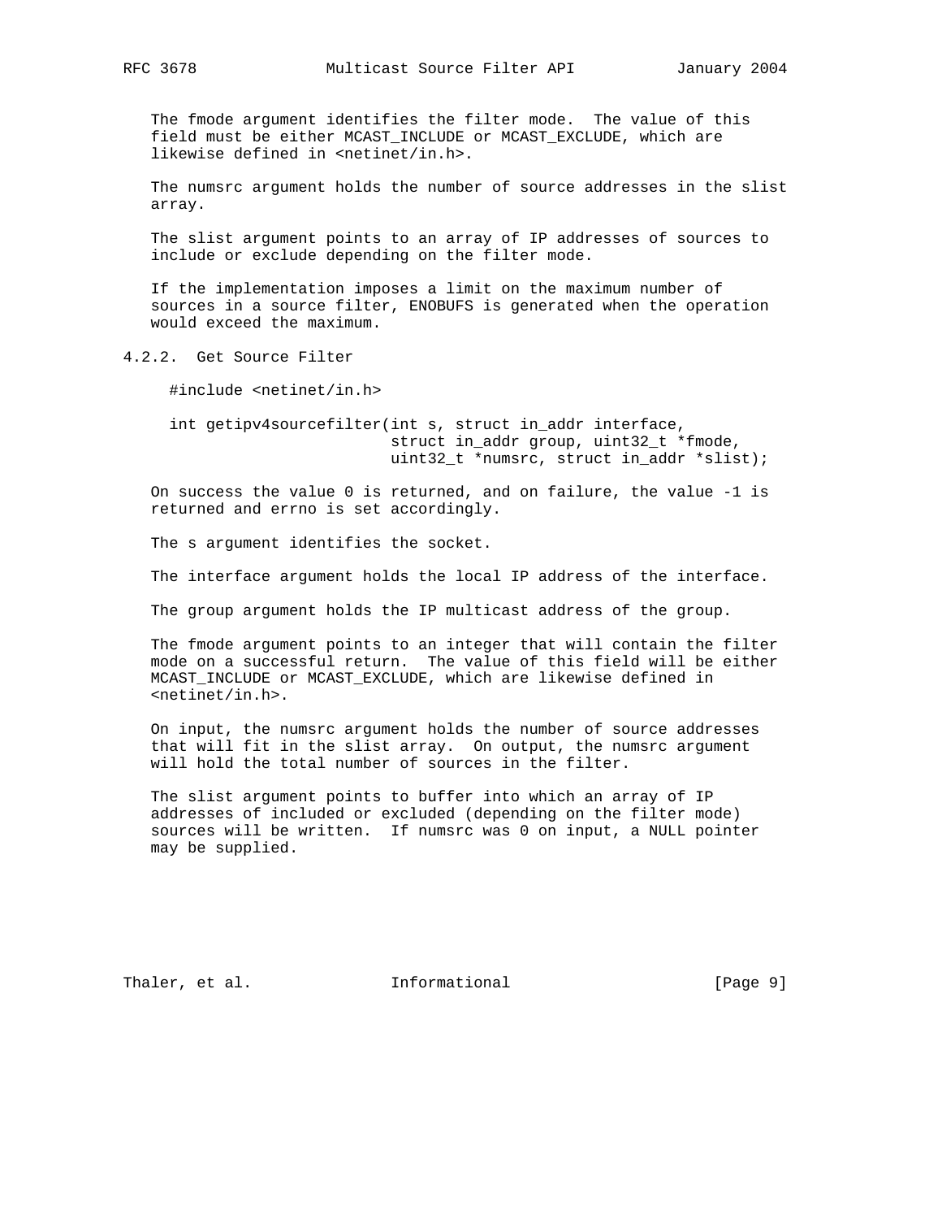The fmode argument identifies the filter mode. The value of this field must be either MCAST_INCLUDE or MCAST_EXCLUDE, which are likewise defined in <netinet/in.h>.

The numsrc argument holds the number of source addresses in the slist array.

The slist argument points to an array of IP addresses of sources to include or exclude depending on the filter mode.

If the implementation imposes a limit on the maximum number of sources in a source filter, ENOBUFS is generated when the operation would exceed the maximum.

### 4.2.2. Get Source Filter

```
#include <netinet/in.h>

int getipv4sourcefilter(int s, struct in_addr interface,
                        struct in_addr group, uint32_t *fmode,
                        uint32_t *numsrc, struct in_addr *slist);
```

On success the value 0 is returned, and on failure, the value -1 is returned and errno is set accordingly.

The s argument identifies the socket.

The interface argument holds the local IP address of the interface.

The group argument holds the IP multicast address of the group.

The fmode argument points to an integer that will contain the filter mode on a successful return. The value of this field will be either MCAST_INCLUDE or MCAST_EXCLUDE, which are likewise defined in <netinet/in.h>.

On input, the numsrc argument holds the number of source addresses that will fit in the slist array. On output, the numsrc argument will hold the total number of sources in the filter.

The slist argument points to buffer into which an array of IP addresses of included or excluded (depending on the filter mode) sources will be written. If numsrc was 0 on input, a NULL pointer may be supplied.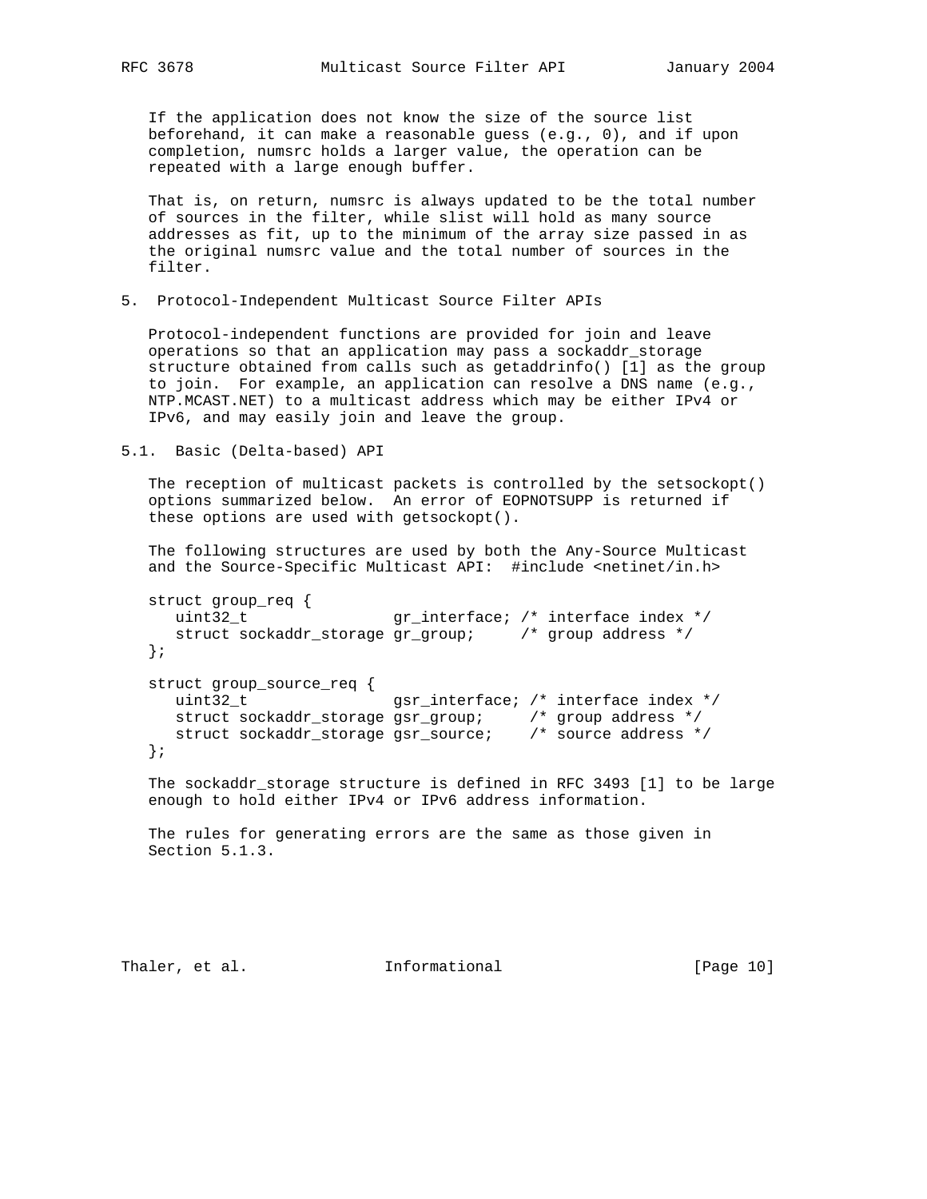If the application does not know the size of the source list beforehand, it can make a reasonable guess (e.g., 0), and if upon completion, numsrc holds a larger value, the operation can be repeated with a large enough buffer.

That is, on return, numsrc is always updated to be the total number of sources in the filter, while slist will hold as many source addresses as fit, up to the minimum of the array size passed in as the original numsrc value and the total number of sources in the filter.

## 5. Protocol-Independent Multicast Source Filter APIs

Protocol-independent functions are provided for join and leave operations so that an application may pass a sockaddr_storage structure obtained from calls such as getaddrinfo() [1] as the group to join. For example, an application can resolve a DNS name (e.g., NTP.MCAST.NET) to a multicast address which may be either IPv4 or IPv6, and may easily join and leave the group.

### 5.1. Basic (Delta-based) API

The reception of multicast packets is controlled by the setsockopt() options summarized below. An error of EOPNOTSUPP is returned if these options are used with getsockopt().

The following structures are used by both the Any-Source Multicast and the Source-Specific Multicast API: #include <netinet/in.h>

```
struct group_req {
   uint32_t                gr_interface; /* interface index */
   struct sockaddr_storage gr_group;     /* group address */
};

struct group_source_req {
   uint32_t                gsr_interface; /* interface index */
   struct sockaddr_storage gsr_group;     /* group address */
   struct sockaddr_storage gsr_source;    /* source address */
};
```

The sockaddr_storage structure is defined in RFC 3493 [1] to be large enough to hold either IPv4 or IPv6 address information.

The rules for generating errors are the same as those given in Section 5.1.3.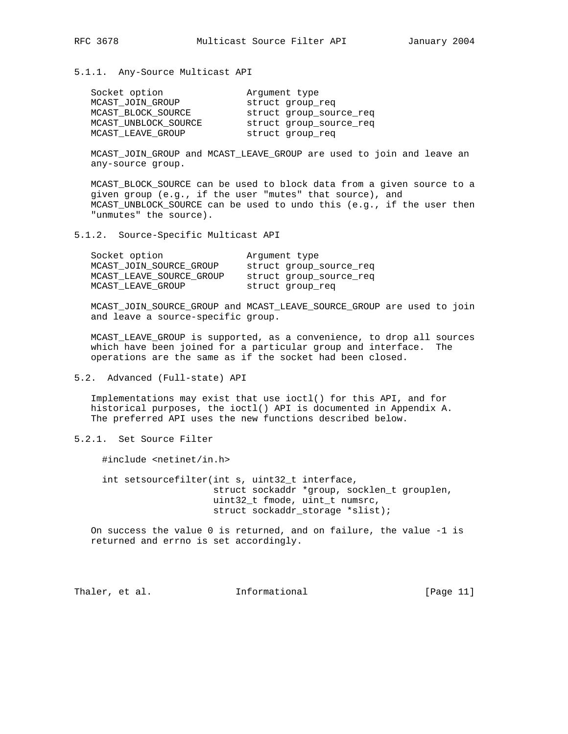### 5.1.1. Any-Source Multicast API

| Socket option | Argument type |
| --- | --- |
| MCAST_JOIN_GROUP | struct group_req |
| MCAST_BLOCK_SOURCE | struct group_source_req |
| MCAST_UNBLOCK_SOURCE | struct group_source_req |
| MCAST_LEAVE_GROUP | struct group_req |

MCAST_JOIN_GROUP and MCAST_LEAVE_GROUP are used to join and leave an any-source group.

MCAST_BLOCK_SOURCE can be used to block data from a given source to a given group (e.g., if the user "mutes" that source), and MCAST_UNBLOCK_SOURCE can be used to undo this (e.g., if the user then "unmutes" the source).

### 5.1.2. Source-Specific Multicast API

| Socket option | Argument type |
| --- | --- |
| MCAST_JOIN_SOURCE_GROUP | struct group_source_req |
| MCAST_LEAVE_SOURCE_GROUP | struct group_source_req |
| MCAST_LEAVE_GROUP | struct group_req |

MCAST_JOIN_SOURCE_GROUP and MCAST_LEAVE_SOURCE_GROUP are used to join and leave a source-specific group.

MCAST_LEAVE_GROUP is supported, as a convenience, to drop all sources which have been joined for a particular group and interface. The operations are the same as if the socket had been closed.

## 5.2. Advanced (Full-state) API

Implementations may exist that use ioctl() for this API, and for historical purposes, the ioctl() API is documented in Appendix A. The preferred API uses the new functions described below.

### 5.2.1. Set Source Filter

```
#include <netinet/in.h>

int setsourcefilter(int s, uint32_t interface,
                    struct sockaddr *group, socklen_t grouplen,
                    uint32_t fmode, uint_t numsrc,
                    struct sockaddr_storage *slist);
```

On success the value 0 is returned, and on failure, the value -1 is returned and errno is set accordingly.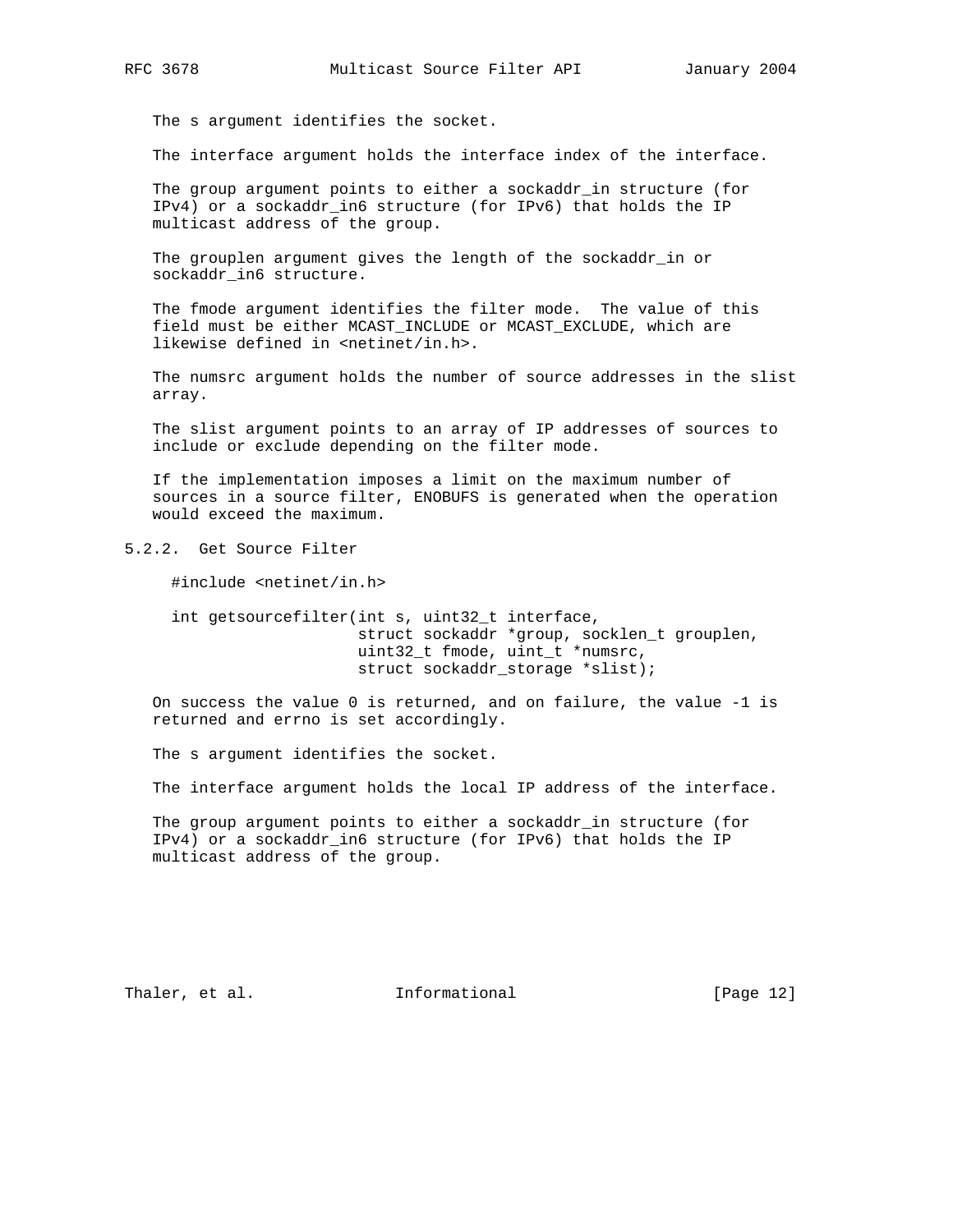The s argument identifies the socket.

The interface argument holds the interface index of the interface.

The group argument points to either a sockaddr_in structure (for IPv4) or a sockaddr_in6 structure (for IPv6) that holds the IP multicast address of the group.

The grouplen argument gives the length of the sockaddr_in or sockaddr_in6 structure.

The fmode argument identifies the filter mode. The value of this field must be either MCAST_INCLUDE or MCAST_EXCLUDE, which are likewise defined in <netinet/in.h>.

The numsrc argument holds the number of source addresses in the slist array.

The slist argument points to an array of IP addresses of sources to include or exclude depending on the filter mode.

If the implementation imposes a limit on the maximum number of sources in a source filter, ENOBUFS is generated when the operation would exceed the maximum.

### 5.2.2. Get Source Filter

```
#include <netinet/in.h>

int getsourcefilter(int s, uint32_t interface,
                    struct sockaddr *group, socklen_t grouplen,
                    uint32_t fmode, uint_t *numsrc,
                    struct sockaddr_storage *slist);
```

On success the value 0 is returned, and on failure, the value -1 is returned and errno is set accordingly.

The s argument identifies the socket.

The interface argument holds the local IP address of the interface.

The group argument points to either a sockaddr_in structure (for IPv4) or a sockaddr_in6 structure (for IPv6) that holds the IP multicast address of the group.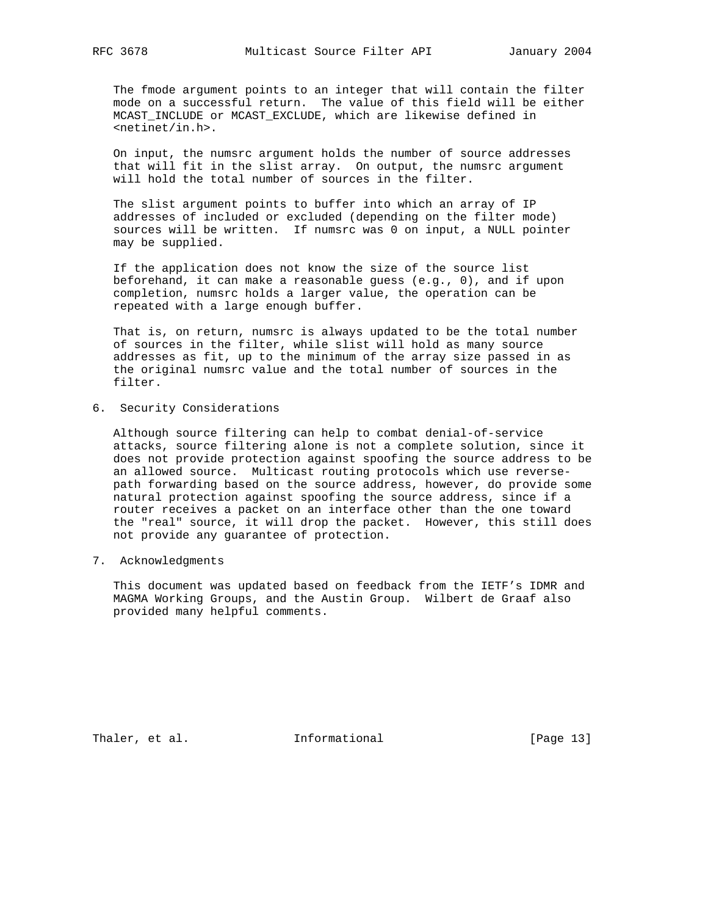The fmode argument points to an integer that will contain the filter mode on a successful return. The value of this field will be either MCAST_INCLUDE or MCAST_EXCLUDE, which are likewise defined in <netinet/in.h>.

On input, the numsrc argument holds the number of source addresses that will fit in the slist array. On output, the numsrc argument will hold the total number of sources in the filter.

The slist argument points to buffer into which an array of IP addresses of included or excluded (depending on the filter mode) sources will be written. If numsrc was 0 on input, a NULL pointer may be supplied.

If the application does not know the size of the source list beforehand, it can make a reasonable guess (e.g., 0), and if upon completion, numsrc holds a larger value, the operation can be repeated with a large enough buffer.

That is, on return, numsrc is always updated to be the total number of sources in the filter, while slist will hold as many source addresses as fit, up to the minimum of the array size passed in as the original numsrc value and the total number of sources in the filter.

## 6. Security Considerations

Although source filtering can help to combat denial-of-service attacks, source filtering alone is not a complete solution, since it does not provide protection against spoofing the source address to be an allowed source. Multicast routing protocols which use reverse-path forwarding based on the source address, however, do provide some natural protection against spoofing the source address, since if a router receives a packet on an interface other than the one toward the "real" source, it will drop the packet. However, this still does not provide any guarantee of protection.

## 7. Acknowledgments

This document was updated based on feedback from the IETF's IDMR and MAGMA Working Groups, and the Austin Group. Wilbert de Graaf also provided many helpful comments.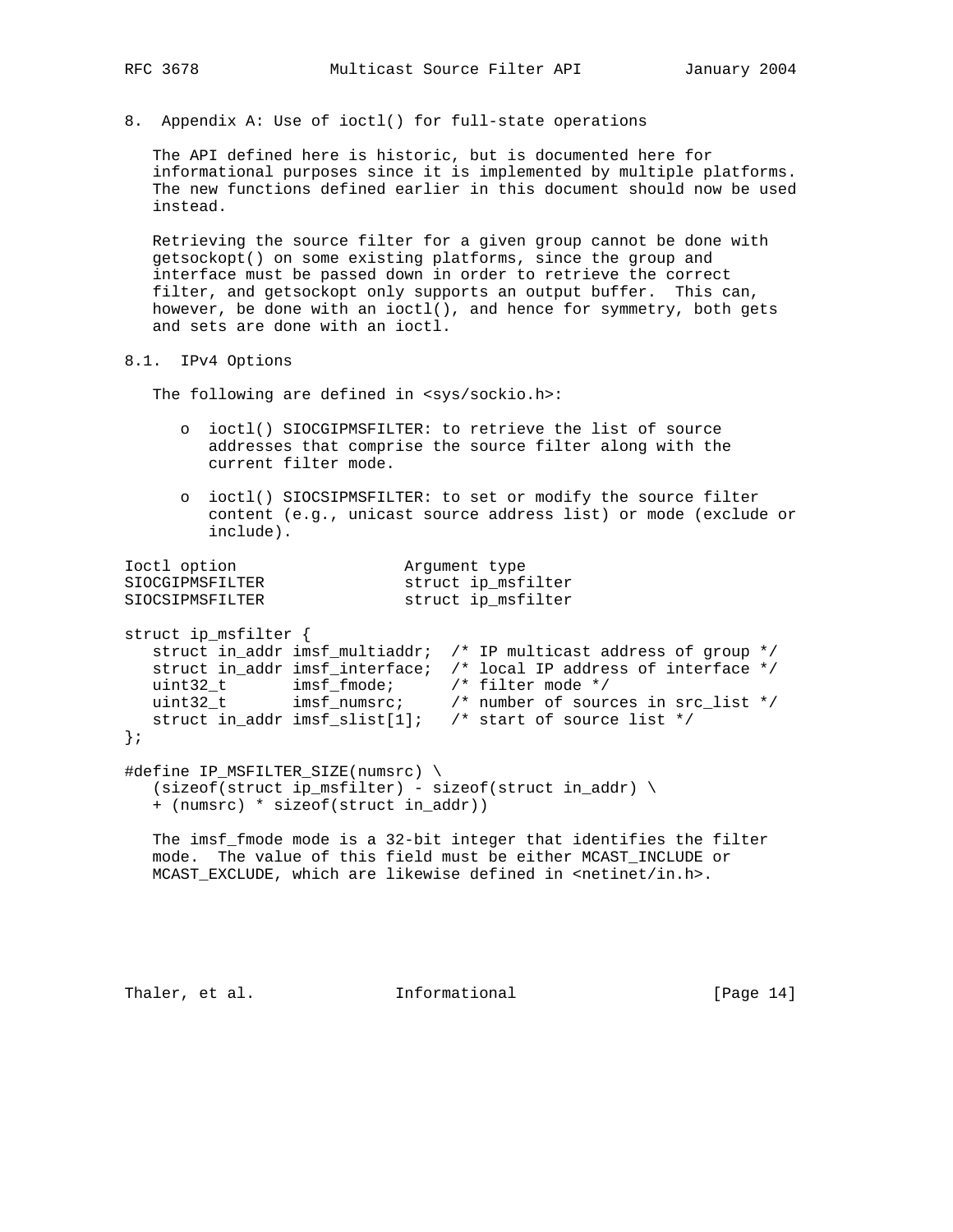# 8. Appendix A: Use of ioctl() for full-state operations

The API defined here is historic, but is documented here for informational purposes since it is implemented by multiple platforms. The new functions defined earlier in this document should now be used instead.

Retrieving the source filter for a given group cannot be done with getsockopt() on some existing platforms, since the group and interface must be passed down in order to retrieve the correct filter, and getsockopt only supports an output buffer. This can, however, be done with an ioctl(), and hence for symmetry, both gets and sets are done with an ioctl.

## 8.1. IPv4 Options

The following are defined in <sys/sockio.h>:

- ioctl() SIOCGIPMSFILTER: to retrieve the list of source addresses that comprise the source filter along with the current filter mode.
- ioctl() SIOCSIPMSFILTER: to set or modify the source filter content (e.g., unicast source address list) or mode (exclude or include).

```
Ioctl option                  Argument type
SIOCGIPMSFILTER               struct ip_msfilter
SIOCSIPMSFILTER               struct ip_msfilter

struct ip_msfilter {
   struct in_addr imsf_multiaddr;  /* IP multicast address of group */
   struct in_addr imsf_interface;  /* local IP address of interface */
   uint32_t       imsf_fmode;      /* filter mode */
   uint32_t       imsf_numsrc;     /* number of sources in src_list */
   struct in_addr imsf_slist[1];   /* start of source list */
};

#define IP_MSFILTER_SIZE(numsrc) \
   (sizeof(struct ip_msfilter) - sizeof(struct in_addr) \
   + (numsrc) * sizeof(struct in_addr))
```

The imsf_fmode mode is a 32-bit integer that identifies the filter mode. The value of this field must be either MCAST_INCLUDE or MCAST_EXCLUDE, which are likewise defined in <netinet/in.h>.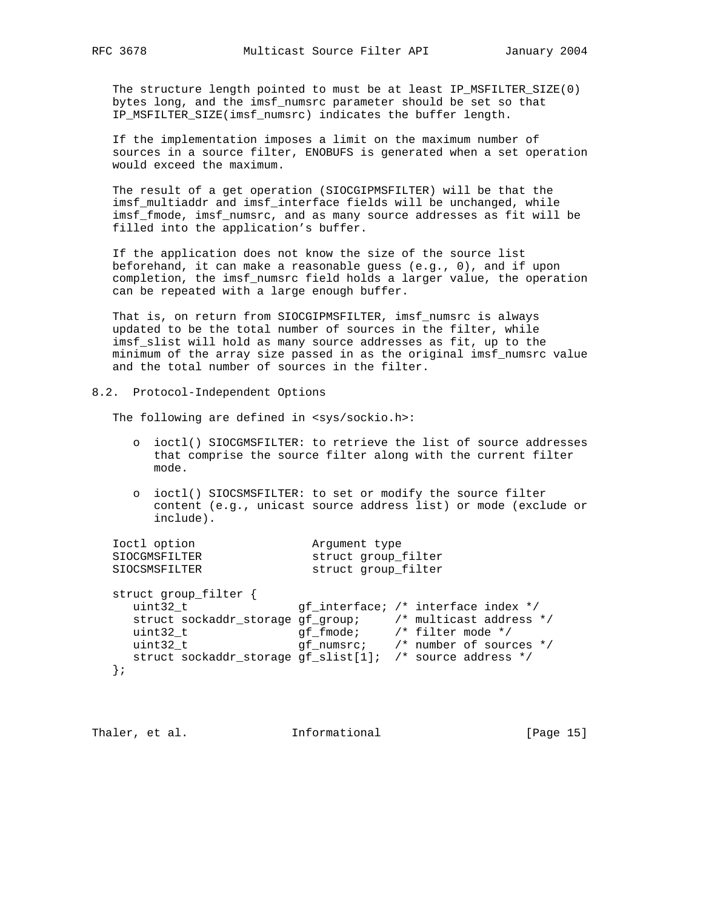The structure length pointed to must be at least IP_MSFILTER_SIZE(0) bytes long, and the imsf_numsrc parameter should be set so that IP_MSFILTER_SIZE(imsf_numsrc) indicates the buffer length.

If the implementation imposes a limit on the maximum number of sources in a source filter, ENOBUFS is generated when a set operation would exceed the maximum.

The result of a get operation (SIOCGIPMSFILTER) will be that the imsf_multiaddr and imsf_interface fields will be unchanged, while imsf_fmode, imsf_numsrc, and as many source addresses as fit will be filled into the application's buffer.

If the application does not know the size of the source list beforehand, it can make a reasonable guess (e.g., 0), and if upon completion, the imsf_numsrc field holds a larger value, the operation can be repeated with a large enough buffer.

That is, on return from SIOCGIPMSFILTER, imsf_numsrc is always updated to be the total number of sources in the filter, while imsf_slist will hold as many source addresses as fit, up to the minimum of the array size passed in as the original imsf_numsrc value and the total number of sources in the filter.

## 8.2. Protocol-Independent Options

The following are defined in <sys/sockio.h>:

- ioctl() SIOCGMSFILTER: to retrieve the list of source addresses that comprise the source filter along with the current filter mode.
- ioctl() SIOCSMSFILTER: to set or modify the source filter content (e.g., unicast source address list) or mode (exclude or include).

| Ioctl option | Argument type |
| --- | --- |
| SIOCGMSFILTER | struct group_filter |
| SIOCSMSFILTER | struct group_filter |

```
struct group_filter {
   uint32_t                gf_interface; /* interface index */
   struct sockaddr_storage gf_group;     /* multicast address */
   uint32_t                gf_fmode;     /* filter mode */
   uint32_t                gf_numsrc;    /* number of sources */
   struct sockaddr_storage gf_slist[1];  /* source address */
};
```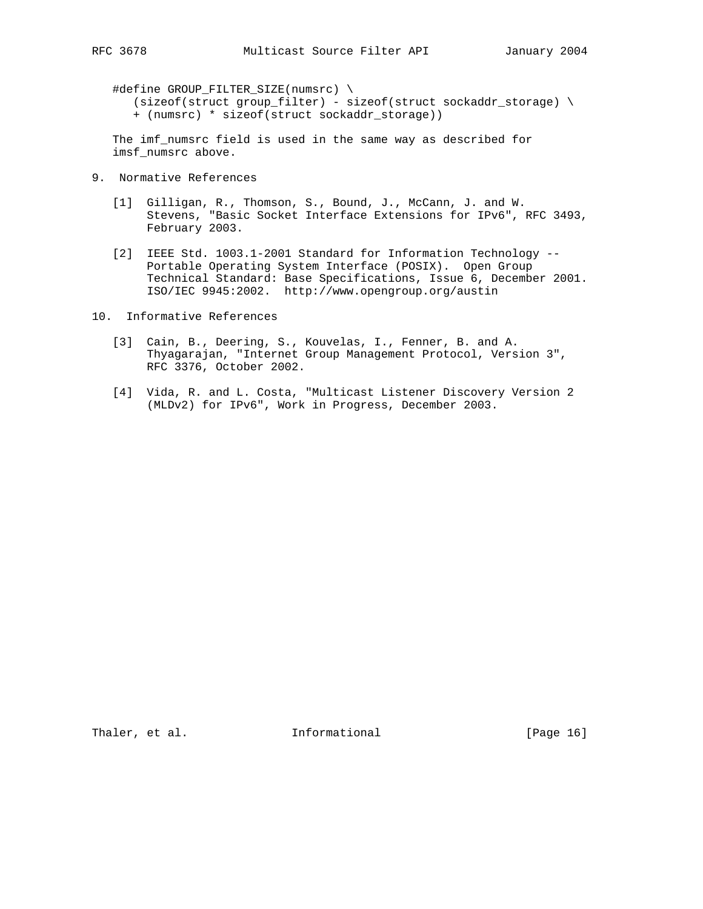```
#define GROUP_FILTER_SIZE(numsrc) \
   (sizeof(struct group_filter) - sizeof(struct sockaddr_storage) \
   + (numsrc) * sizeof(struct sockaddr_storage))
```

The imf_numsrc field is used in the same way as described for imsf_numsrc above.

## 9. Normative References

[1] Gilligan, R., Thomson, S., Bound, J., McCann, J. and W. Stevens, "Basic Socket Interface Extensions for IPv6", RFC 3493, February 2003.

[2] IEEE Std. 1003.1-2001 Standard for Information Technology -- Portable Operating System Interface (POSIX). Open Group Technical Standard: Base Specifications, Issue 6, December 2001. ISO/IEC 9945:2002. http://www.opengroup.org/austin

## 10. Informative References

[3] Cain, B., Deering, S., Kouvelas, I., Fenner, B. and A. Thyagarajan, "Internet Group Management Protocol, Version 3", RFC 3376, October 2002.

[4] Vida, R. and L. Costa, "Multicast Listener Discovery Version 2 (MLDv2) for IPv6", Work in Progress, December 2003.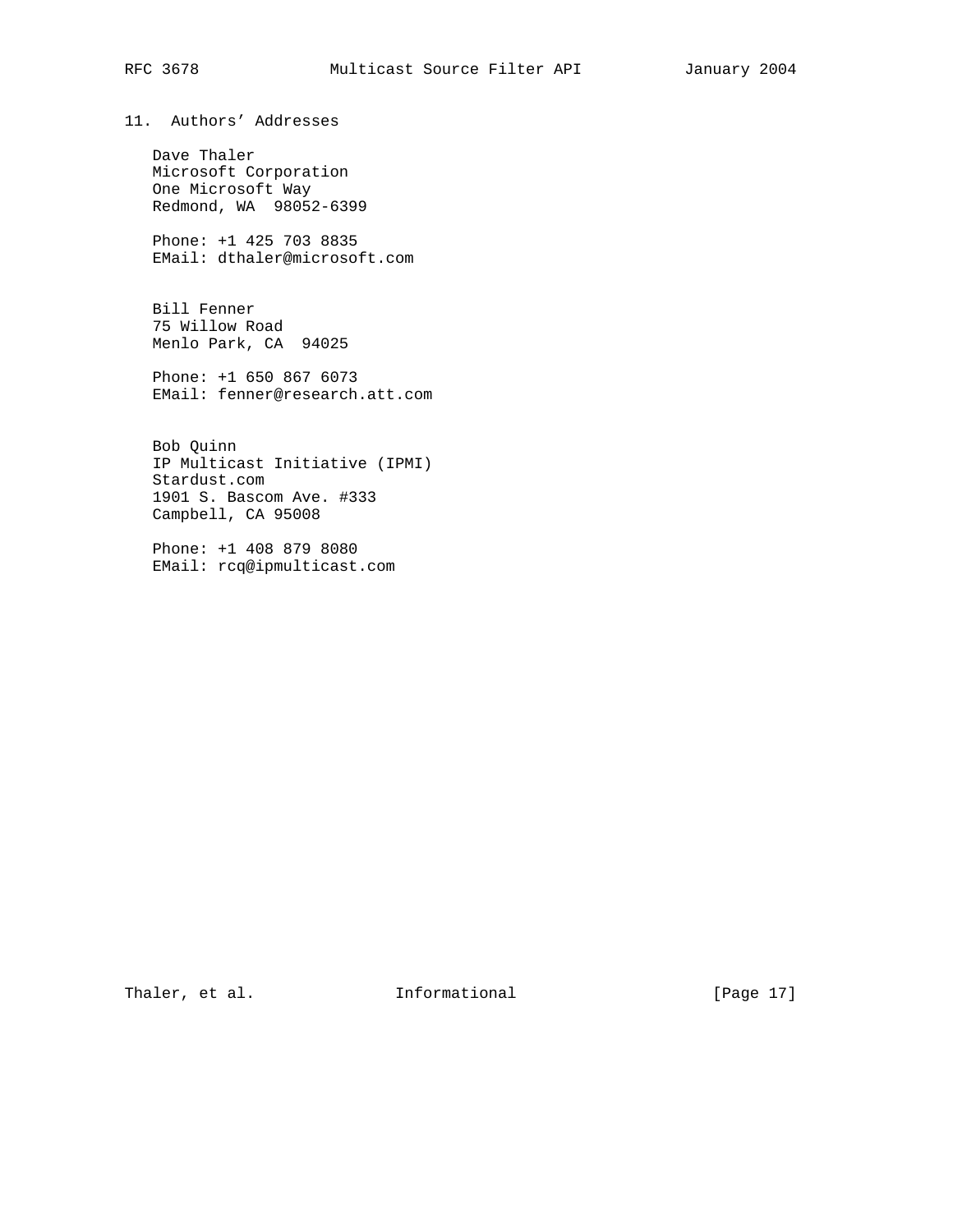## 11. Authors' Addresses

Dave Thaler
Microsoft Corporation
One Microsoft Way
Redmond, WA 98052-6399

Phone: +1 425 703 8835
EMail: dthaler@microsoft.com

Bill Fenner
75 Willow Road
Menlo Park, CA 94025

Phone: +1 650 867 6073
EMail: fenner@research.att.com

Bob Quinn
IP Multicast Initiative (IPMI)
Stardust.com
1901 S. Bascom Ave. #333
Campbell, CA 95008

Phone: +1 408 879 8080
EMail: rcq@ipmulticast.com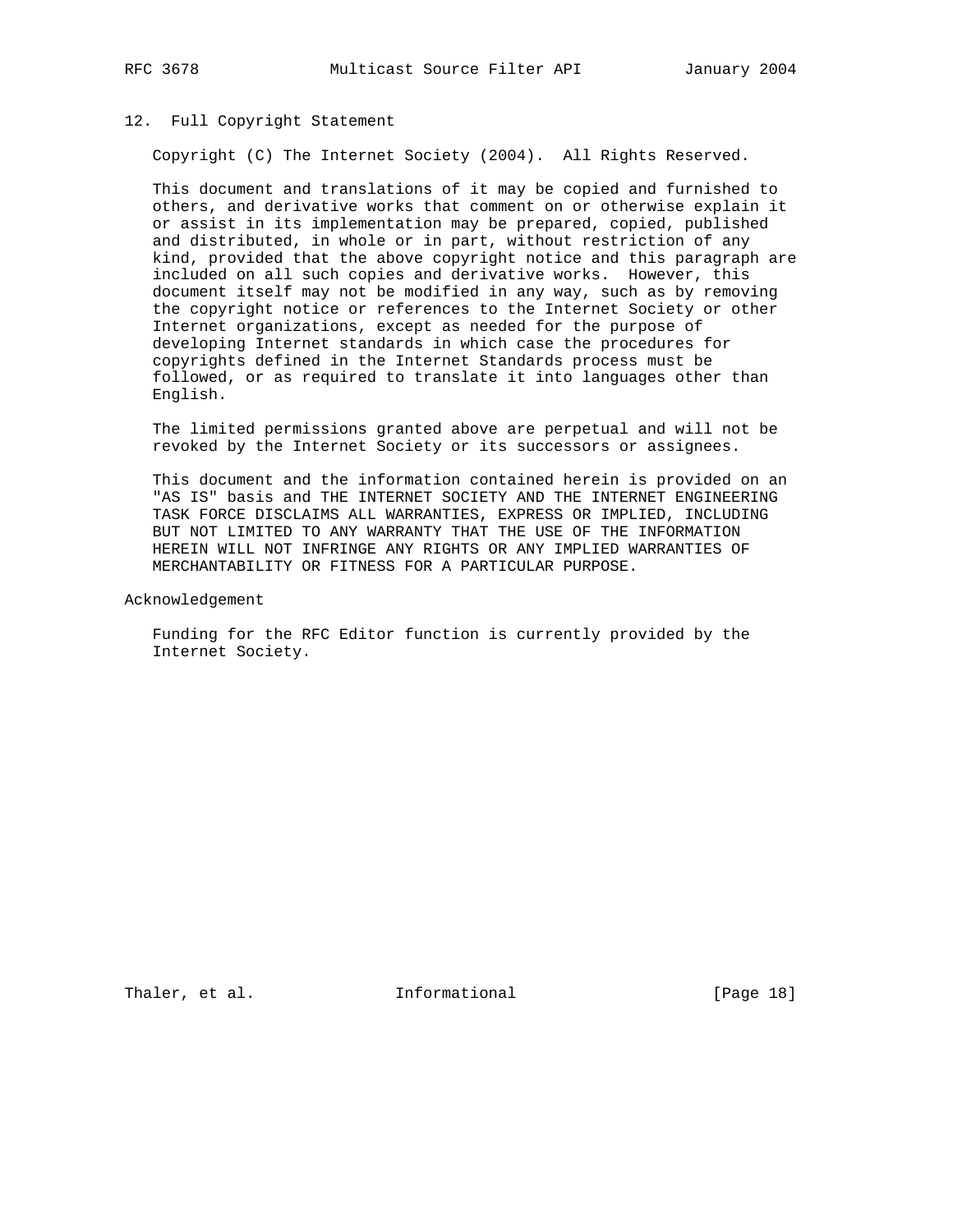## 12. Full Copyright Statement

Copyright (C) The Internet Society (2004). All Rights Reserved.

This document and translations of it may be copied and furnished to others, and derivative works that comment on or otherwise explain it or assist in its implementation may be prepared, copied, published and distributed, in whole or in part, without restriction of any kind, provided that the above copyright notice and this paragraph are included on all such copies and derivative works. However, this document itself may not be modified in any way, such as by removing the copyright notice or references to the Internet Society or other Internet organizations, except as needed for the purpose of developing Internet standards in which case the procedures for copyrights defined in the Internet Standards process must be followed, or as required to translate it into languages other than English.

The limited permissions granted above are perpetual and will not be revoked by the Internet Society or its successors or assignees.

This document and the information contained herein is provided on an "AS IS" basis and THE INTERNET SOCIETY AND THE INTERNET ENGINEERING TASK FORCE DISCLAIMS ALL WARRANTIES, EXPRESS OR IMPLIED, INCLUDING BUT NOT LIMITED TO ANY WARRANTY THAT THE USE OF THE INFORMATION HEREIN WILL NOT INFRINGE ANY RIGHTS OR ANY IMPLIED WARRANTIES OF MERCHANTABILITY OR FITNESS FOR A PARTICULAR PURPOSE.

## Acknowledgement

Funding for the RFC Editor function is currently provided by the Internet Society.